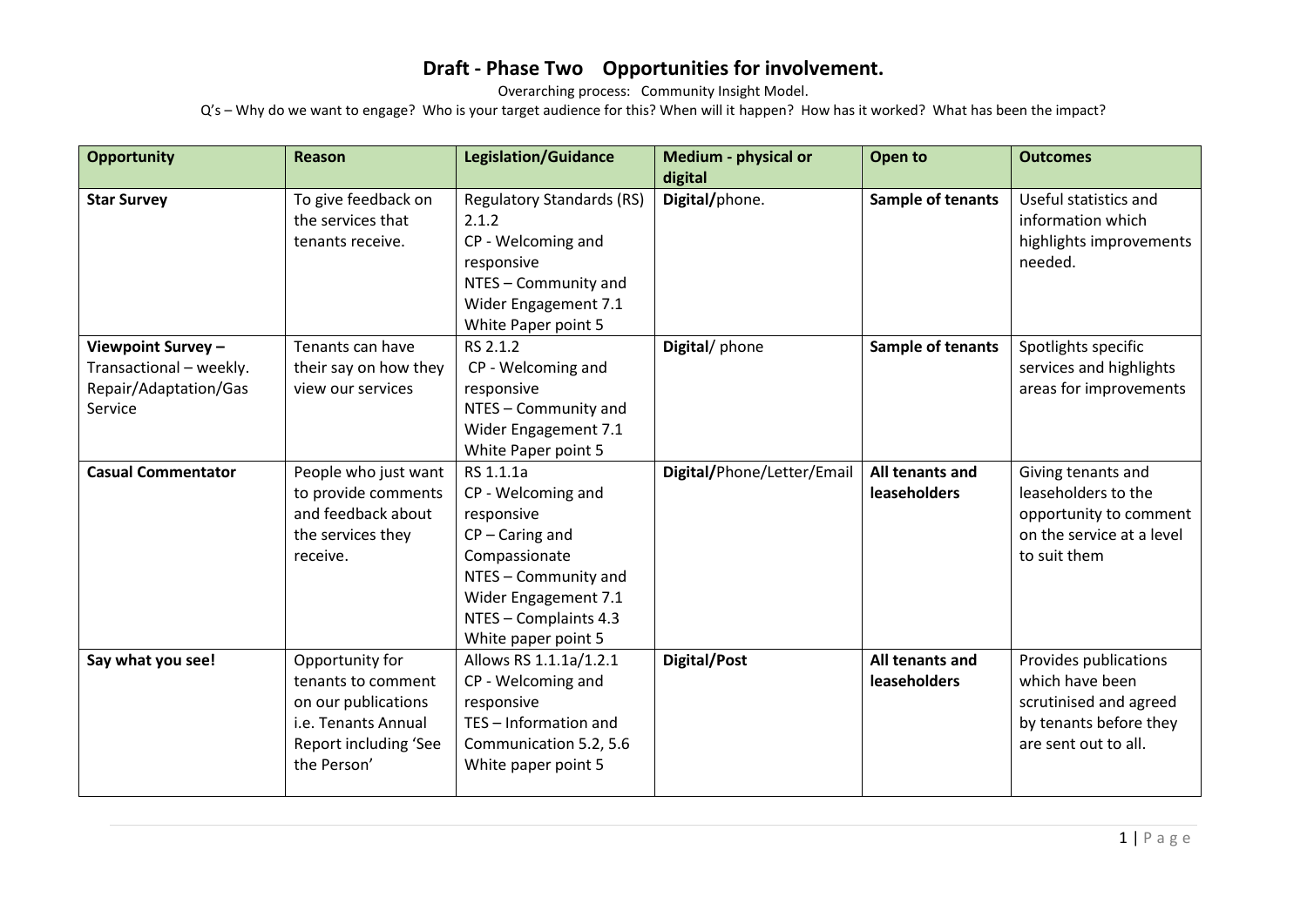# Draft - Phase Two  Opportunities for involvement.

Overarching process: Community Insight Model.

Q's – Why do we want to engage? Who is your target audience for this? When will it happen? How has it worked? What has been the impact?

| Opportunity | Reason | Legislation/Guidance | Medium - physical or digital | Open to | Outcomes |
|---|---|---|---|---|---|
| **Star Survey** | To give feedback on the services that tenants receive. | Regulatory Standards (RS) 2.1.2<br>CP - Welcoming and responsive<br>NTES – Community and Wider Engagement 7.1<br>White Paper point 5 | **Digital/**phone. | **Sample of tenants** | Useful statistics and information which highlights improvements needed. |
| **Viewpoint Survey –** Transactional – weekly. Repair/Adaptation/Gas Service | Tenants can have their say on how they view our services | RS 2.1.2<br>CP - Welcoming and responsive<br>NTES – Community and Wider Engagement 7.1<br>White Paper point 5 | **Digital**/ phone | **Sample of tenants** | Spotlights specific services and highlights areas for improvements |
| **Casual Commentator** | People who just want to provide comments and feedback about the services they receive. | RS 1.1.1a<br>CP - Welcoming and responsive<br>CP – Caring and Compassionate<br>NTES – Community and Wider Engagement 7.1<br>NTES – Complaints 4.3<br>White paper point 5 | **Digital/**Phone/Letter/Email | **All tenants and leaseholders** | Giving tenants and leaseholders to the opportunity to comment on the service at a level to suit them |
| **Say what you see!** | Opportunity for tenants to comment on our publications i.e. Tenants Annual Report including 'See the Person' | Allows RS 1.1.1a/1.2.1<br>CP - Welcoming and responsive<br>TES – Information and Communication 5.2, 5.6<br>White paper point 5 | **Digital/Post** | **All tenants and leaseholders** | Provides publications which have been scrutinised and agreed by tenants before they are sent out to all. |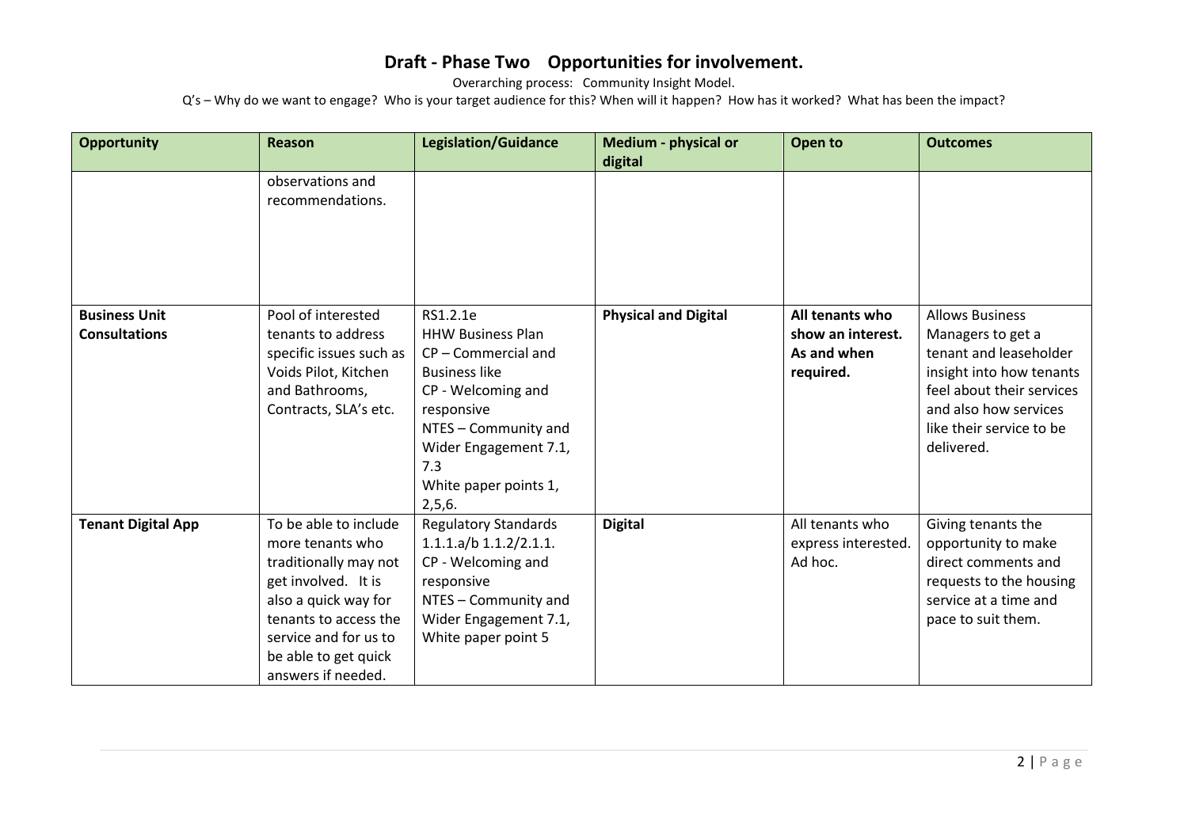# Draft - Phase Two Opportunities for involvement.

Overarching process: Community Insight Model.

Q's – Why do we want to engage? Who is your target audience for this? When will it happen? How has it worked? What has been the impact?

| Opportunity | Reason | Legislation/Guidance | Medium - physical or digital | Open to | Outcomes |
|---|---|---|---|---|---|
| | observations and recommendations. | | | | |
| **Business Unit Consultations** | Pool of interested tenants to address specific issues such as Voids Pilot, Kitchen and Bathrooms, Contracts, SLA's etc. | RS1.2.1e<br>HHW Business Plan<br>CP – Commercial and Business like<br>CP - Welcoming and responsive<br>NTES – Community and Wider Engagement 7.1, 7.3<br>White paper points 1, 2,5,6. | **Physical and Digital** | **All tenants who show an interest. As and when required.** | Allows Business Managers to get a tenant and leaseholder insight into how tenants feel about their services and also how services like their service to be delivered. |
| **Tenant Digital App** | To be able to include more tenants who traditionally may not get involved. It is also a quick way for tenants to access the service and for us to be able to get quick answers if needed. | Regulatory Standards 1.1.1.a/b 1.1.2/2.1.1.<br>CP - Welcoming and responsive<br>NTES – Community and Wider Engagement 7.1,<br>White paper point 5 | **Digital** | All tenants who express interested. Ad hoc. | Giving tenants the opportunity to make direct comments and requests to the housing service at a time and pace to suit them. |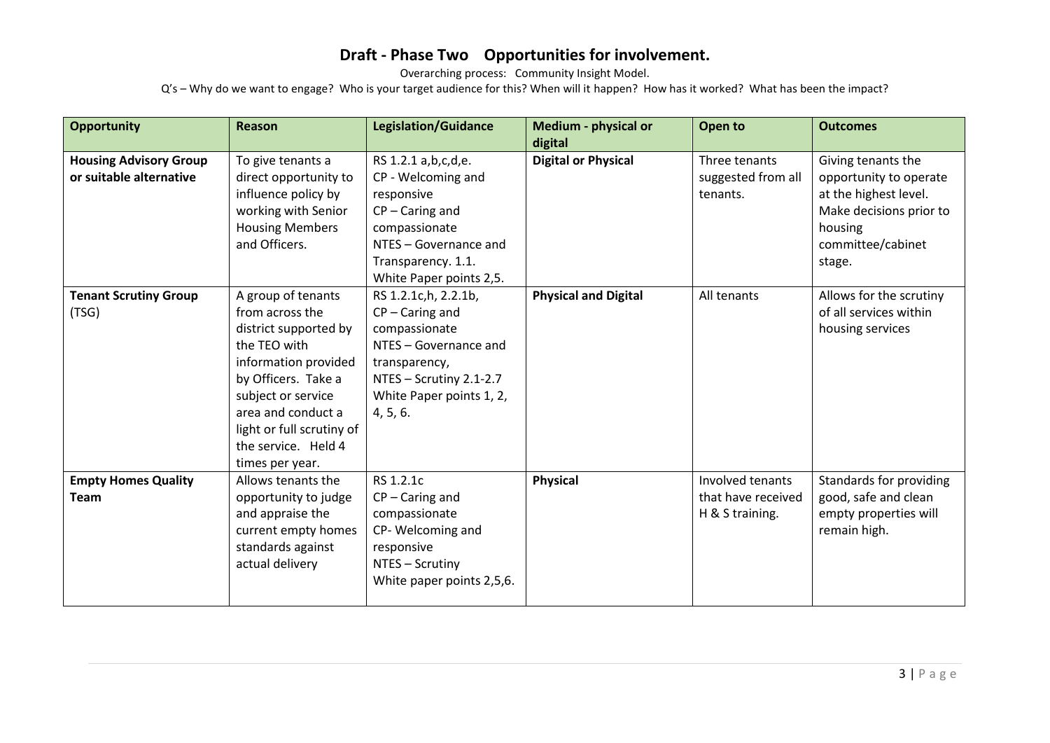# Draft - Phase Two    Opportunities for involvement.

Overarching process:   Community Insight Model.

Q's – Why do we want to engage?  Who is your target audience for this? When will it happen?  How has it worked?  What has been the impact?

| Opportunity | Reason | Legislation/Guidance | Medium - physical or digital | Open to | Outcomes |
|---|---|---|---|---|---|
| **Housing Advisory Group or suitable alternative** | To give tenants a direct opportunity to influence policy by working with Senior Housing Members and Officers. | RS 1.2.1 a,b,c,d,e.<br>CP - Welcoming and responsive<br>CP – Caring and compassionate<br>NTES – Governance and Transparency. 1.1.<br>White Paper points 2,5. | **Digital or Physical** | Three tenants suggested from all tenants. | Giving tenants the opportunity to operate at the highest level. Make decisions prior to housing committee/cabinet stage. |
| **Tenant Scrutiny Group** (TSG) | A group of tenants from across the district supported by the TEO with information provided by Officers. Take a subject or service area and conduct a light or full scrutiny of the service.  Held 4 times per year. | RS 1.2.1c,h, 2.2.1b,<br>CP – Caring and compassionate<br>NTES – Governance and transparency,<br>NTES – Scrutiny 2.1-2.7<br>White Paper points 1, 2, 4, 5, 6. | **Physical and Digital** | All tenants | Allows for the scrutiny of all services within housing services |
| **Empty Homes Quality Team** | Allows tenants the opportunity to judge and appraise the current empty homes standards against actual delivery | RS 1.2.1c<br>CP – Caring and compassionate<br>CP- Welcoming and responsive<br>NTES – Scrutiny<br>White paper points 2,5,6. | **Physical** | Involved tenants that have received H & S training. | Standards for providing good, safe and clean empty properties will remain high. |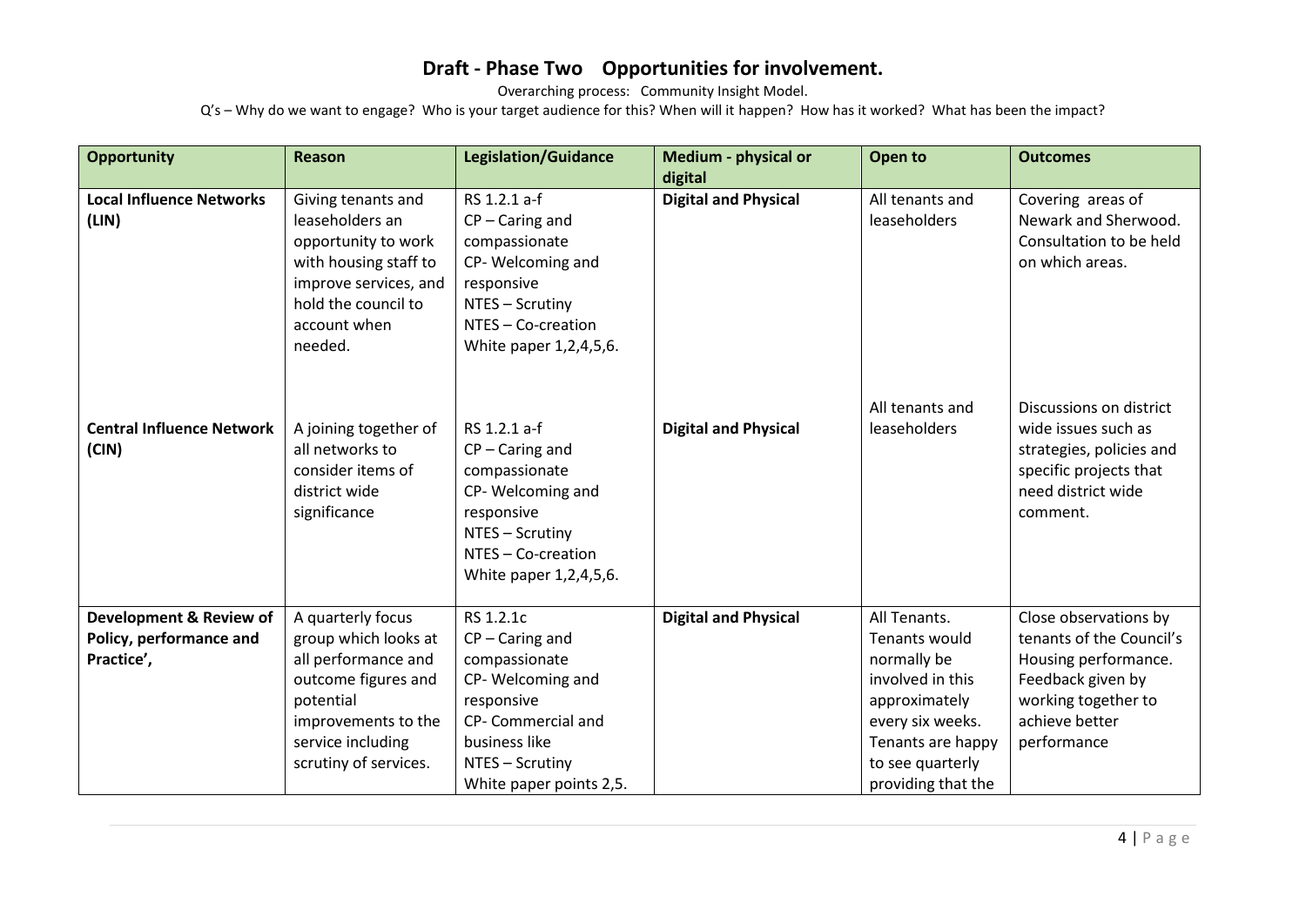# Draft - Phase Two Opportunities for involvement.

Overarching process: Community Insight Model.

Q's – Why do we want to engage? Who is your target audience for this? When will it happen? How has it worked? What has been the impact?

| Opportunity | Reason | Legislation/Guidance | Medium - physical or digital | Open to | Outcomes |
|---|---|---|---|---|---|
| **Local Influence Networks (LIN)** | Giving tenants and leaseholders an opportunity to work with housing staff to improve services, and hold the council to account when needed. | RS 1.2.1 a-f<br>CP – Caring and compassionate<br>CP- Welcoming and responsive<br>NTES – Scrutiny<br>NTES – Co-creation<br>White paper 1,2,4,5,6. | **Digital and Physical** | All tenants and leaseholders | Covering areas of Newark and Sherwood. Consultation to be held on which areas. |
| **Central Influence Network (CIN)** | A joining together of all networks to consider items of district wide significance | RS 1.2.1 a-f<br>CP – Caring and compassionate<br>CP- Welcoming and responsive<br>NTES – Scrutiny<br>NTES – Co-creation<br>White paper 1,2,4,5,6. | **Digital and Physical** | All tenants and leaseholders | Discussions on district wide issues such as strategies, policies and specific projects that need district wide comment. |
| **Development & Review of Policy, performance and Practice',** | A quarterly focus group which looks at all performance and outcome figures and potential improvements to the service including scrutiny of services. | RS 1.2.1c<br>CP – Caring and compassionate<br>CP- Welcoming and responsive<br>CP- Commercial and business like<br>NTES – Scrutiny<br>White paper points 2,5. | **Digital and Physical** | All Tenants. Tenants would normally be involved in this approximately every six weeks. Tenants are happy to see quarterly providing that the | Close observations by tenants of the Council's Housing performance. Feedback given by working together to achieve better performance |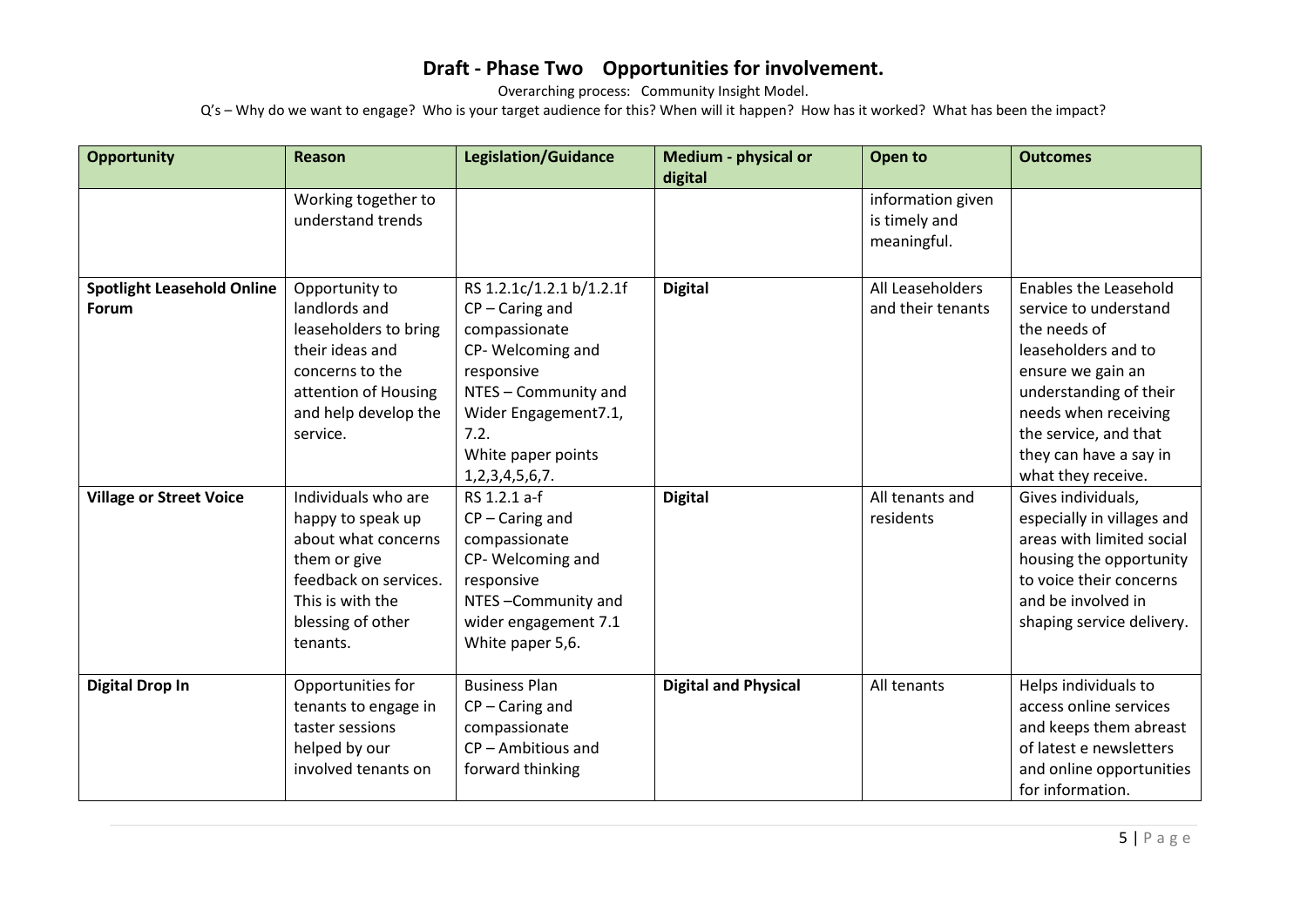# Draft - Phase Two Opportunities for involvement.

Overarching process: Community Insight Model.

Q's – Why do we want to engage? Who is your target audience for this? When will it happen? How has it worked? What has been the impact?

| Opportunity | Reason | Legislation/Guidance | Medium - physical or digital | Open to | Outcomes |
|---|---|---|---|---|---|
| | Working together to understand trends | | | information given is timely and meaningful. | |
| **Spotlight Leasehold Online Forum** | Opportunity to landlords and leaseholders to bring their ideas and concerns to the attention of Housing and help develop the service. | RS 1.2.1c/1.2.1 b/1.2.1f<br>CP – Caring and compassionate<br>CP- Welcoming and responsive<br>NTES – Community and Wider Engagement7.1, 7.2.<br>White paper points 1,2,3,4,5,6,7. | **Digital** | All Leaseholders and their tenants | Enables the Leasehold service to understand the needs of leaseholders and to ensure we gain an understanding of their needs when receiving the service, and that they can have a say in what they receive. |
| **Village or Street Voice** | Individuals who are happy to speak up about what concerns them or give feedback on services. This is with the blessing of other tenants. | RS 1.2.1 a-f<br>CP – Caring and compassionate<br>CP- Welcoming and responsive<br>NTES –Community and wider engagement 7.1<br>White paper 5,6. | **Digital** | All tenants and residents | Gives individuals, especially in villages and areas with limited social housing the opportunity to voice their concerns and be involved in shaping service delivery. |
| **Digital Drop In** | Opportunities for tenants to engage in taster sessions helped by our involved tenants on | Business Plan<br>CP – Caring and compassionate<br>CP – Ambitious and forward thinking | **Digital and Physical** | All tenants | Helps individuals to access online services and keeps them abreast of latest e newsletters and online opportunities for information. |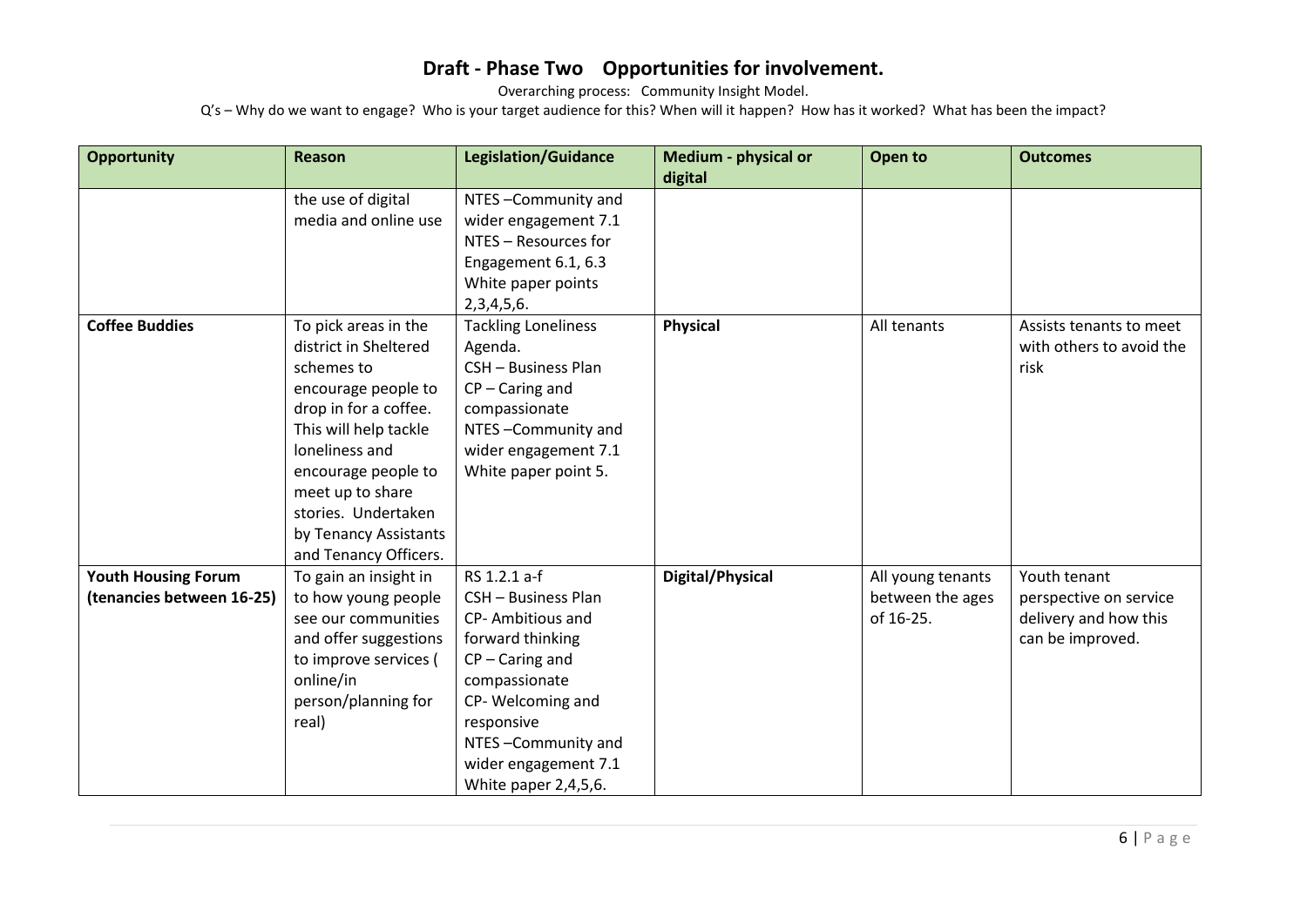# Draft - Phase Two Opportunities for involvement.

Overarching process: Community Insight Model.

Q's – Why do we want to engage? Who is your target audience for this? When will it happen? How has it worked? What has been the impact?

| Opportunity | Reason | Legislation/Guidance | Medium - physical or digital | Open to | Outcomes |
|---|---|---|---|---|---|
| | the use of digital media and online use | NTES –Community and wider engagement 7.1<br>NTES – Resources for Engagement 6.1, 6.3<br>White paper points 2,3,4,5,6. | | | |
| **Coffee Buddies** | To pick areas in the district in Sheltered schemes to encourage people to drop in for a coffee. This will help tackle loneliness and encourage people to meet up to share stories. Undertaken by Tenancy Assistants and Tenancy Officers. | Tackling Loneliness Agenda.<br>CSH – Business Plan<br>CP – Caring and compassionate<br>NTES –Community and wider engagement 7.1<br>White paper point 5. | **Physical** | All tenants | Assists tenants to meet with others to avoid the risk |
| **Youth Housing Forum (tenancies between 16-25)** | To gain an insight in to how young people see our communities and offer suggestions to improve services ( online/in person/planning for real) | RS 1.2.1 a-f<br>CSH – Business Plan<br>CP- Ambitious and forward thinking<br>CP – Caring and compassionate<br>CP- Welcoming and responsive<br>NTES –Community and wider engagement 7.1<br>White paper 2,4,5,6. | **Digital/Physical** | All young tenants between the ages of 16-25. | Youth tenant perspective on service delivery and how this can be improved. |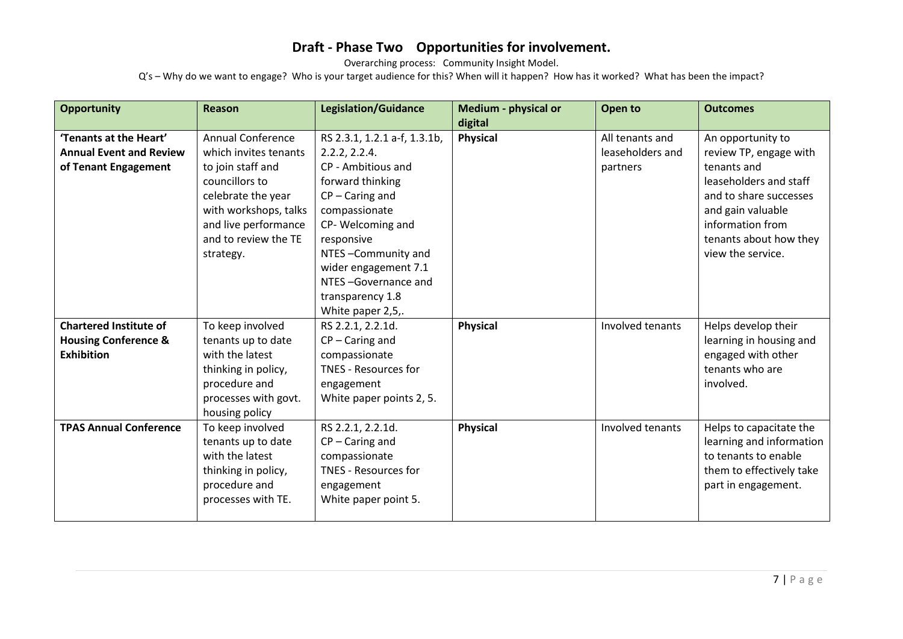# Draft - Phase Two Opportunities for involvement.

Overarching process: Community Insight Model.

Q's – Why do we want to engage? Who is your target audience for this? When will it happen? How has it worked? What has been the impact?

| Opportunity | Reason | Legislation/Guidance | Medium - physical or digital | Open to | Outcomes |
|---|---|---|---|---|---|
| **'Tenants at the Heart' Annual Event and Review of Tenant Engagement** | Annual Conference which invites tenants to join staff and councillors to celebrate the year with workshops, talks and live performance and to review the TE strategy. | RS 2.3.1, 1.2.1 a-f, 1.3.1b, 2.2.2, 2.2.4. CP - Ambitious and forward thinking CP – Caring and compassionate CP- Welcoming and responsive NTES –Community and wider engagement 7.1 NTES –Governance and transparency 1.8 White paper 2,5,. | **Physical** | All tenants and leaseholders and partners | An opportunity to review TP, engage with tenants and leaseholders and staff and to share successes and gain valuable information from tenants about how they view the service. |
| **Chartered Institute of Housing Conference & Exhibition** | To keep involved tenants up to date with the latest thinking in policy, procedure and processes with govt. housing policy | RS 2.2.1, 2.2.1d. CP – Caring and compassionate TNES - Resources for engagement White paper points 2, 5. | **Physical** | Involved tenants | Helps develop their learning in housing and engaged with other tenants who are involved. |
| **TPAS Annual Conference** | To keep involved tenants up to date with the latest thinking in policy, procedure and processes with TE. | RS 2.2.1, 2.2.1d. CP – Caring and compassionate TNES - Resources for engagement White paper point 5. | **Physical** | Involved tenants | Helps to capacitate the learning and information to tenants to enable them to effectively take part in engagement. |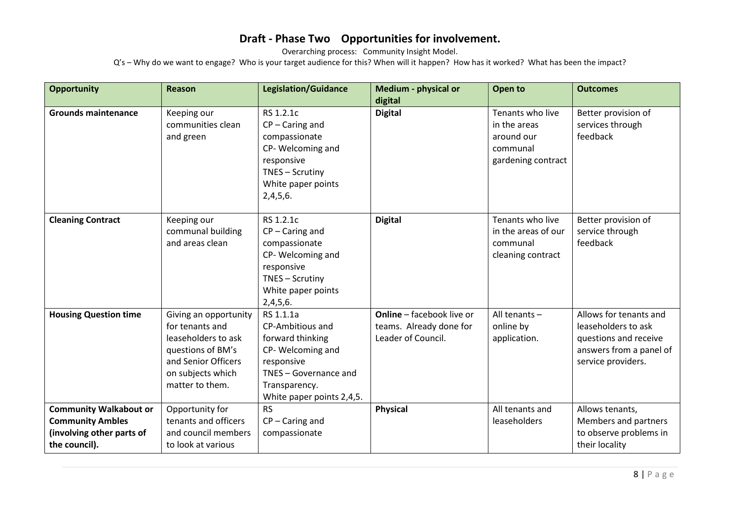# Draft - Phase Two Opportunities for involvement.

Overarching process: Community Insight Model.

Q's – Why do we want to engage? Who is your target audience for this? When will it happen? How has it worked? What has been the impact?

| Opportunity | Reason | Legislation/Guidance | Medium - physical or digital | Open to | Outcomes |
|---|---|---|---|---|---|
| **Grounds maintenance** | Keeping our communities clean and green | RS 1.2.1c<br>CP – Caring and compassionate<br>CP- Welcoming and responsive<br>TNES – Scrutiny<br>White paper points 2,4,5,6. | **Digital** | Tenants who live in the areas around our communal gardening contract | Better provision of services through feedback |
| **Cleaning Contract** | Keeping our communal building and areas clean | RS 1.2.1c<br>CP – Caring and compassionate<br>CP- Welcoming and responsive<br>TNES – Scrutiny<br>White paper points 2,4,5,6. | **Digital** | Tenants who live in the areas of our communal cleaning contract | Better provision of service through feedback |
| **Housing Question time** | Giving an opportunity for tenants and leaseholders to ask questions of BM's and Senior Officers on subjects which matter to them. | RS 1.1.1a<br>CP-Ambitious and forward thinking<br>CP- Welcoming and responsive<br>TNES – Governance and Transparency.<br>White paper points 2,4,5. | **Online** – facebook live or teams. Already done for Leader of Council. | All tenants – online by application. | Allows for tenants and leaseholders to ask questions and receive answers from a panel of service providers. |
| **Community Walkabout or Community Ambles (involving other parts of the council).** | Opportunity for tenants and officers and council members to look at various | RS<br>CP – Caring and compassionate | **Physical** | All tenants and leaseholders | Allows tenants, Members and partners to observe problems in their locality |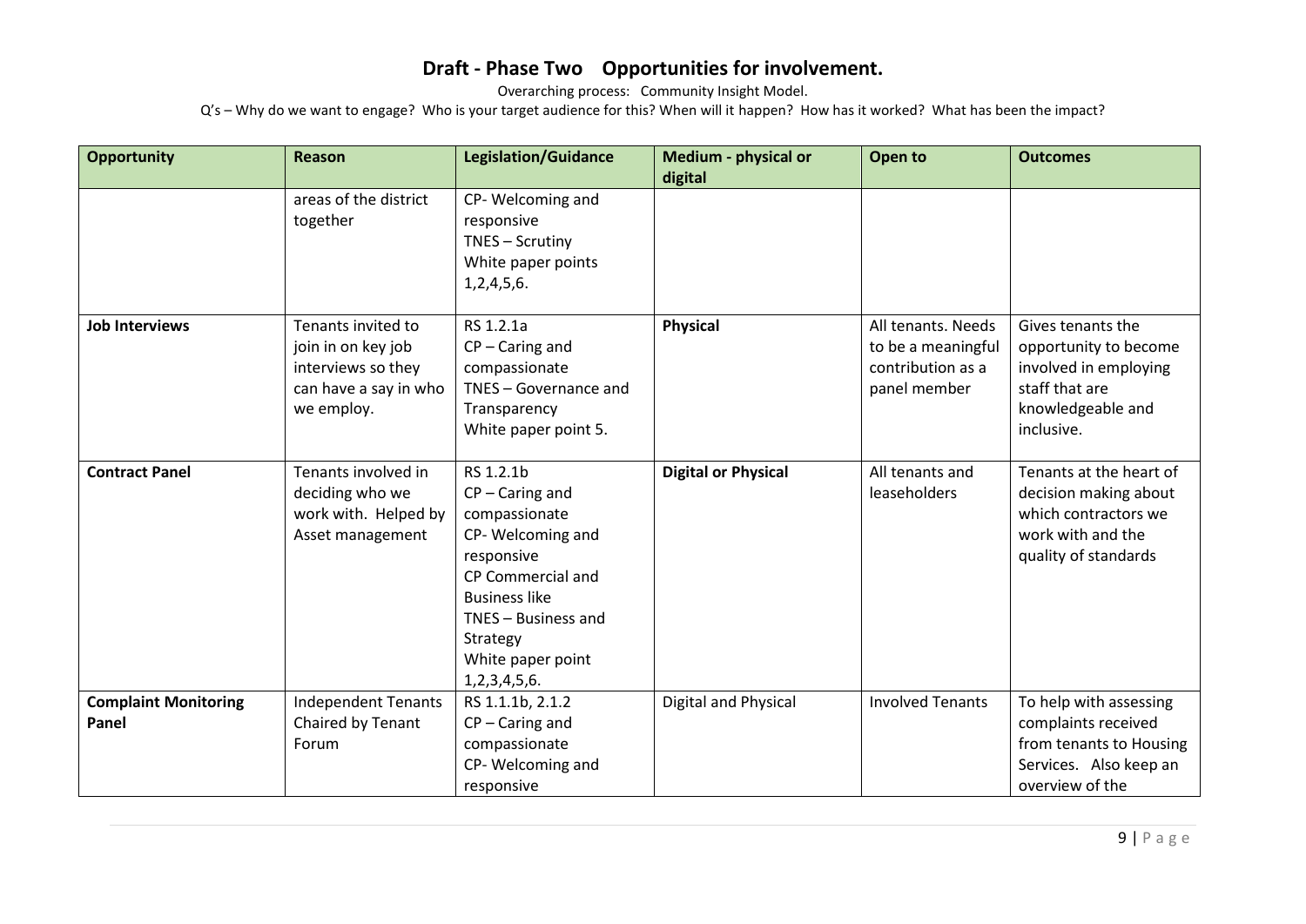# Draft - Phase Two Opportunities for involvement.

Overarching process: Community Insight Model.

Q's – Why do we want to engage? Who is your target audience for this? When will it happen? How has it worked? What has been the impact?

| Opportunity | Reason | Legislation/Guidance | Medium - physical or digital | Open to | Outcomes |
|---|---|---|---|---|---|
| | areas of the district together | CP- Welcoming and responsive<br>TNES – Scrutiny<br>White paper points 1,2,4,5,6. | | | |
| **Job Interviews** | Tenants invited to join in on key job interviews so they can have a say in who we employ. | RS 1.2.1a<br>CP – Caring and compassionate<br>TNES – Governance and Transparency<br>White paper point 5. | **Physical** | All tenants. Needs to be a meaningful contribution as a panel member | Gives tenants the opportunity to become involved in employing staff that are knowledgeable and inclusive. |
| **Contract Panel** | Tenants involved in deciding who we work with. Helped by Asset management | RS 1.2.1b<br>CP – Caring and compassionate<br>CP- Welcoming and responsive<br>CP Commercial and Business like<br>TNES – Business and Strategy<br>White paper point 1,2,3,4,5,6. | **Digital or Physical** | All tenants and leaseholders | Tenants at the heart of decision making about which contractors we work with and the quality of standards |
| **Complaint Monitoring Panel** | Independent Tenants Chaired by Tenant Forum | RS 1.1.1b, 2.1.2<br>CP – Caring and compassionate<br>CP- Welcoming and responsive | Digital and Physical | Involved Tenants | To help with assessing complaints received from tenants to Housing Services. Also keep an overview of the |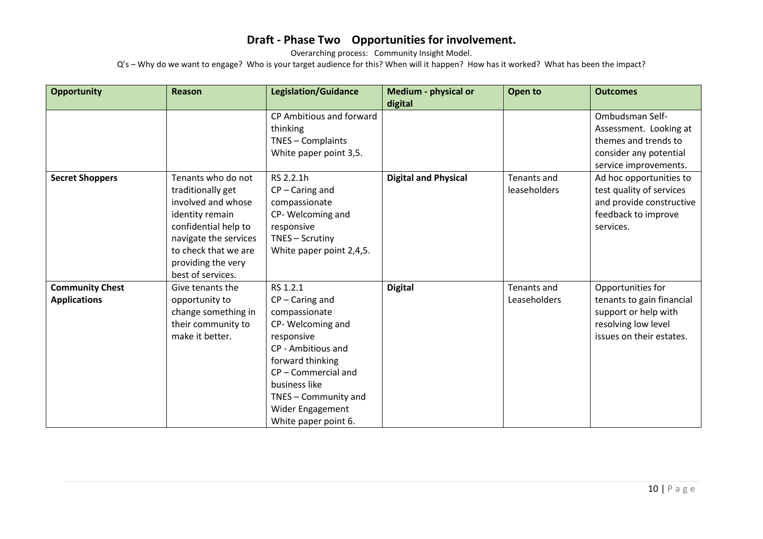# Draft - Phase Two Opportunities for involvement.

Overarching process: Community Insight Model.

Q's – Why do we want to engage? Who is your target audience for this? When will it happen? How has it worked? What has been the impact?

| Opportunity | Reason | Legislation/Guidance | Medium - physical or digital | Open to | Outcomes |
|---|---|---|---|---|---|
| | | CP Ambitious and forward thinking<br>TNES – Complaints<br>White paper point 3,5. | | | Ombudsman Self-Assessment. Looking at themes and trends to consider any potential service improvements. |
| **Secret Shoppers** | Tenants who do not traditionally get involved and whose identity remain confidential help to navigate the services to check that we are providing the very best of services. | RS 2.2.1h<br>CP – Caring and compassionate<br>CP- Welcoming and responsive<br>TNES – Scrutiny<br>White paper point 2,4,5. | **Digital and Physical** | Tenants and leaseholders | Ad hoc opportunities to test quality of services and provide constructive feedback to improve services. |
| **Community Chest Applications** | Give tenants the opportunity to change something in their community to make it better. | RS 1.2.1<br>CP – Caring and compassionate<br>CP- Welcoming and responsive<br>CP - Ambitious and forward thinking<br>CP – Commercial and business like<br>TNES – Community and Wider Engagement<br>White paper point 6. | **Digital** | Tenants and Leaseholders | Opportunities for tenants to gain financial support or help with resolving low level issues on their estates. |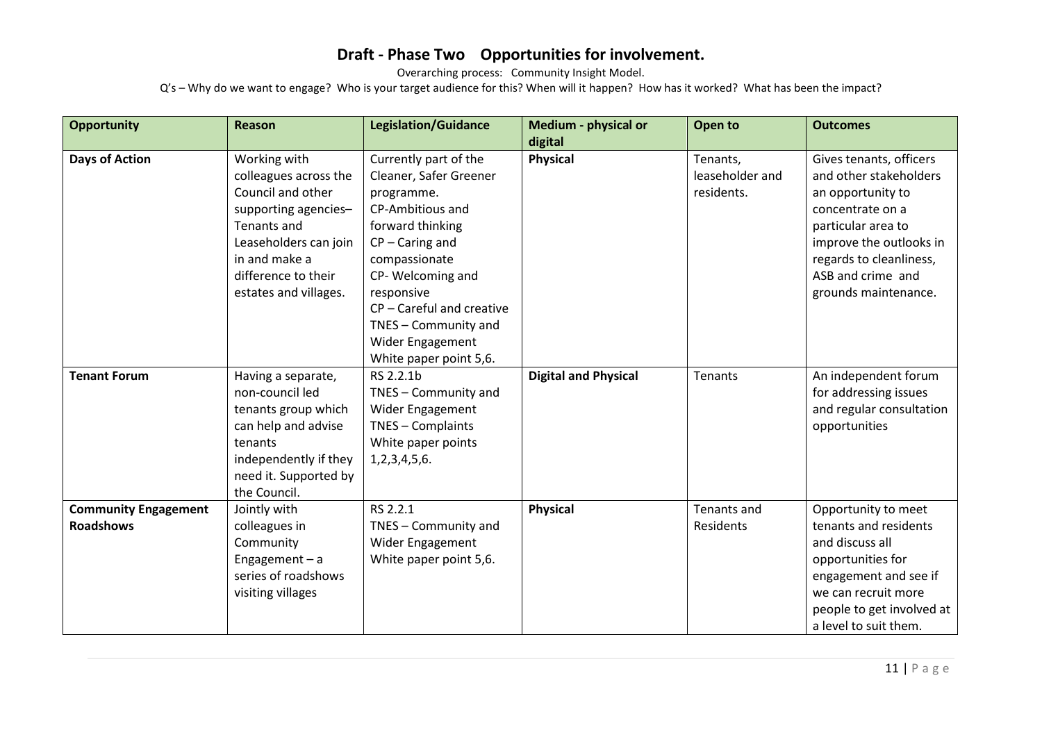# Draft - Phase Two Opportunities for involvement.

Overarching process: Community Insight Model.

Q's – Why do we want to engage? Who is your target audience for this? When will it happen? How has it worked? What has been the impact?

| Opportunity | Reason | Legislation/Guidance | Medium - physical or digital | Open to | Outcomes |
|---|---|---|---|---|---|
| **Days of Action** | Working with colleagues across the Council and other supporting agencies– Tenants and Leaseholders can join in and make a difference to their estates and villages. | Currently part of the Cleaner, Safer Greener programme.<br>CP-Ambitious and forward thinking<br>CP – Caring and compassionate<br>CP- Welcoming and responsive<br>CP – Careful and creative<br>TNES – Community and Wider Engagement<br>White paper point 5,6. | **Physical** | Tenants, leaseholder and residents. | Gives tenants, officers and other stakeholders an opportunity to concentrate on a particular area to improve the outlooks in regards to cleanliness, ASB and crime and grounds maintenance. |
| **Tenant Forum** | Having a separate, non-council led tenants group which can help and advise tenants independently if they need it. Supported by the Council. | RS 2.2.1b<br>TNES – Community and Wider Engagement<br>TNES – Complaints<br>White paper points 1,2,3,4,5,6. | **Digital and Physical** | Tenants | An independent forum for addressing issues and regular consultation opportunities |
| **Community Engagement Roadshows** | Jointly with colleagues in Community Engagement – a series of roadshows visiting villages | RS 2.2.1<br>TNES – Community and Wider Engagement<br>White paper point 5,6. | **Physical** | Tenants and Residents | Opportunity to meet tenants and residents and discuss all opportunities for engagement and see if we can recruit more people to get involved at a level to suit them. |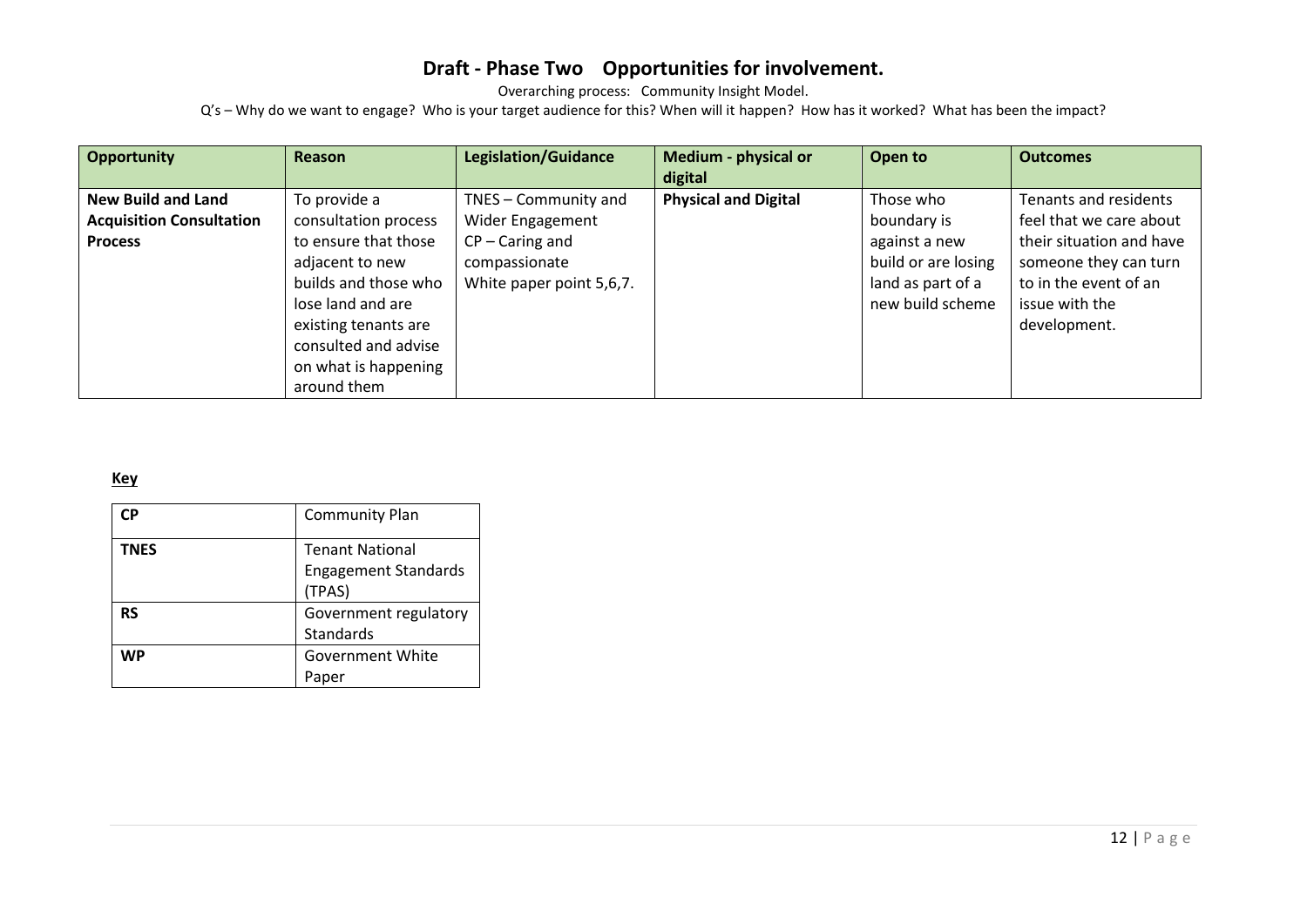# Draft - Phase Two Opportunities for involvement.

Overarching process: Community Insight Model.

Q's – Why do we want to engage? Who is your target audience for this? When will it happen? How has it worked? What has been the impact?

| Opportunity | Reason | Legislation/Guidance | Medium - physical or digital | Open to | Outcomes |
|---|---|---|---|---|---|
| **New Build and Land Acquisition Consultation Process** | To provide a consultation process to ensure that those adjacent to new builds and those who lose land and are existing tenants are consulted and advise on what is happening around them | TNES – Community and Wider Engagement<br>CP – Caring and compassionate<br>White paper point 5,6,7. | **Physical and Digital** | Those who boundary is against a new build or are losing land as part of a new build scheme | Tenants and residents feel that we care about their situation and have someone they can turn to in the event of an issue with the development. |

**Key**

| | |
|---|---|
| **CP** | Community Plan |
| **TNES** | Tenant National Engagement Standards (TPAS) |
| **RS** | Government regulatory Standards |
| **WP** | Government White Paper |